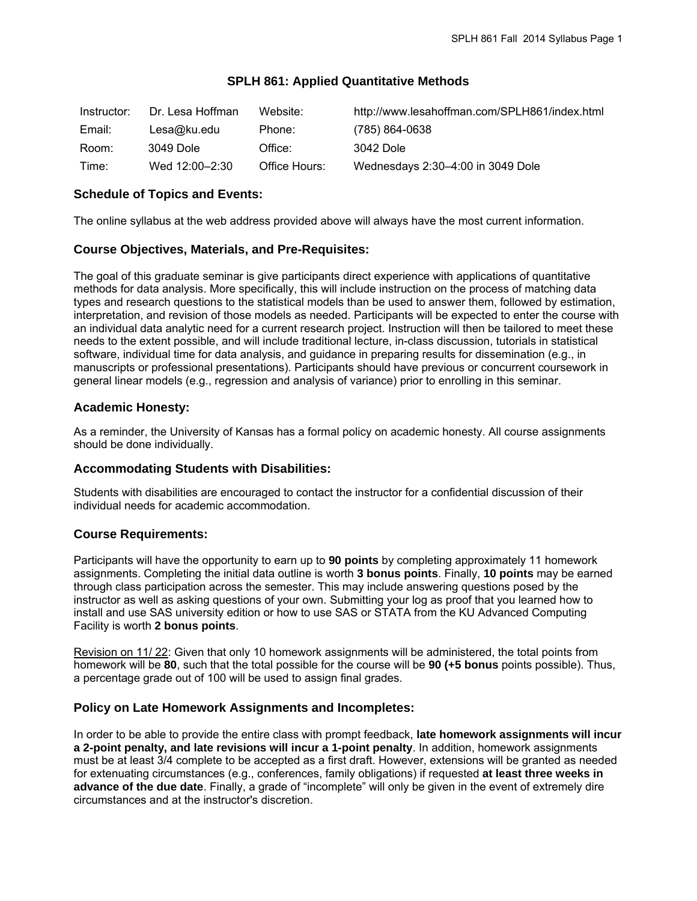# SPLH 861: Applied Quantitative Methods

| | | | |
|---|---|---|---|
| Instructor: | Dr. Lesa Hoffman | Website: | http://www.lesahoffman.com/SPLH861/index.html |
| Email: | Lesa@ku.edu | Phone: | (785) 864-0638 |
| Room: | 3049 Dole | Office: | 3042 Dole |
| Time: | Wed 12:00–2:30 | Office Hours: | Wednesdays 2:30–4:00 in 3049 Dole |

## Schedule of Topics and Events:

The online syllabus at the web address provided above will always have the most current information.

## Course Objectives, Materials, and Pre-Requisites:

The goal of this graduate seminar is give participants direct experience with applications of quantitative methods for data analysis. More specifically, this will include instruction on the process of matching data types and research questions to the statistical models than be used to answer them, followed by estimation, interpretation, and revision of those models as needed. Participants will be expected to enter the course with an individual data analytic need for a current research project. Instruction will then be tailored to meet these needs to the extent possible, and will include traditional lecture, in-class discussion, tutorials in statistical software, individual time for data analysis, and guidance in preparing results for dissemination (e.g., in manuscripts or professional presentations). Participants should have previous or concurrent coursework in general linear models (e.g., regression and analysis of variance) prior to enrolling in this seminar.

## Academic Honesty:

As a reminder, the University of Kansas has a formal policy on academic honesty. All course assignments should be done individually.

## Accommodating Students with Disabilities:

Students with disabilities are encouraged to contact the instructor for a confidential discussion of their individual needs for academic accommodation.

## Course Requirements:

Participants will have the opportunity to earn up to **90 points** by completing approximately 11 homework assignments. Completing the initial data outline is worth **3 bonus points**. Finally, **10 points** may be earned through class participation across the semester. This may include answering questions posed by the instructor as well as asking questions of your own. Submitting your log as proof that you learned how to install and use SAS university edition or how to use SAS or STATA from the KU Advanced Computing Facility is worth **2 bonus points**.

<u>Revision on 11/ 22</u>: Given that only 10 homework assignments will be administered, the total points from homework will be **80**, such that the total possible for the course will be **90 (+5 bonus** points possible). Thus, a percentage grade out of 100 will be used to assign final grades.

## Policy on Late Homework Assignments and Incompletes:

In order to be able to provide the entire class with prompt feedback, **late homework assignments will incur a 2-point penalty, and late revisions will incur a 1-point penalty**. In addition, homework assignments must be at least 3/4 complete to be accepted as a first draft. However, extensions will be granted as needed for extenuating circumstances (e.g., conferences, family obligations) if requested **at least three weeks in advance of the due date**. Finally, a grade of "incomplete" will only be given in the event of extremely dire circumstances and at the instructor's discretion.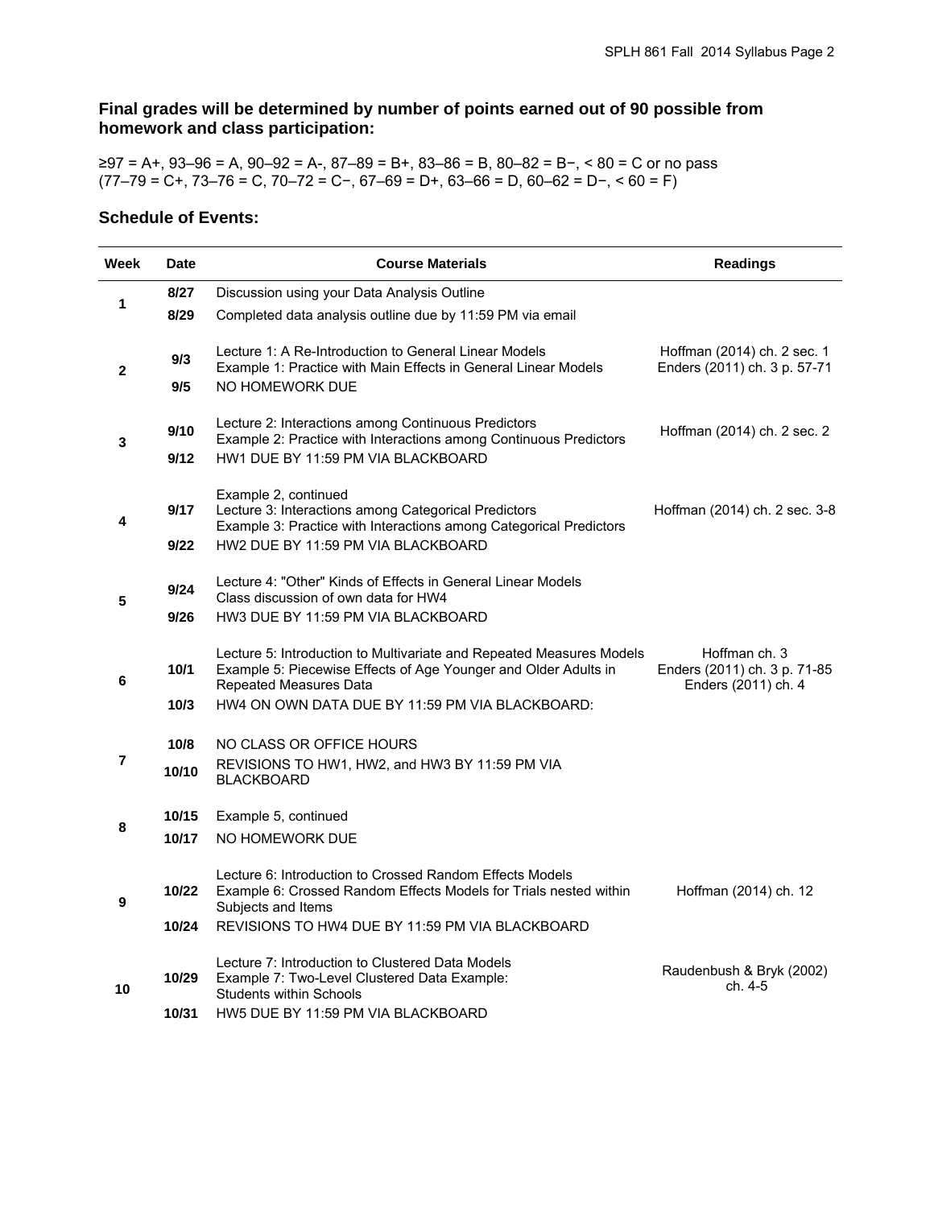**Final grades will be determined by number of points earned out of 90 possible from homework and class participation:**

≥97 = A+, 93–96 = A, 90–92 = A-, 87–89 = B+, 83–86 = B, 80–82 = B−, < 80 = C or no pass
(77–79 = C+, 73–76 = C, 70–72 = C−, 67–69 = D+, 63–66 = D, 60–62 = D−, < 60 = F)

## Schedule of Events:

| Week | Date | Course Materials | Readings |
|---|---|---|---|
| 1 | 8/27 | Discussion using your Data Analysis Outline | |
| | 8/29 | Completed data analysis outline due by 11:59 PM via email | |
| 2 | 9/3 | Lecture 1: A Re-Introduction to General Linear Models<br>Example 1: Practice with Main Effects in General Linear Models | Hoffman (2014) ch. 2 sec. 1<br>Enders (2011) ch. 3 p. 57-71 |
| | 9/5 | NO HOMEWORK DUE | |
| 3 | 9/10 | Lecture 2: Interactions among Continuous Predictors<br>Example 2: Practice with Interactions among Continuous Predictors | Hoffman (2014) ch. 2 sec. 2 |
| | 9/12 | HW1 DUE BY 11:59 PM VIA BLACKBOARD | |
| 4 | 9/17 | Example 2, continued<br>Lecture 3: Interactions among Categorical Predictors<br>Example 3: Practice with Interactions among Categorical Predictors | Hoffman (2014) ch. 2 sec. 3-8 |
| | 9/22 | HW2 DUE BY 11:59 PM VIA BLACKBOARD | |
| 5 | 9/24 | Lecture 4: "Other" Kinds of Effects in General Linear Models<br>Class discussion of own data for HW4 | |
| | 9/26 | HW3 DUE BY 11:59 PM VIA BLACKBOARD | |
| 6 | 10/1 | Lecture 5: Introduction to Multivariate and Repeated Measures Models<br>Example 5: Piecewise Effects of Age Younger and Older Adults in Repeated Measures Data | Hoffman ch. 3<br>Enders (2011) ch. 3 p. 71-85<br>Enders (2011) ch. 4 |
| | 10/3 | HW4 ON OWN DATA DUE BY 11:59 PM VIA BLACKBOARD: | |
| 7 | 10/8 | NO CLASS OR OFFICE HOURS | |
| | 10/10 | REVISIONS TO HW1, HW2, and HW3 BY 11:59 PM VIA BLACKBOARD | |
| 8 | 10/15 | Example 5, continued | |
| | 10/17 | NO HOMEWORK DUE | |
| 9 | 10/22 | Lecture 6: Introduction to Crossed Random Effects Models<br>Example 6: Crossed Random Effects Models for Trials nested within Subjects and Items | Hoffman (2014) ch. 12 |
| | 10/24 | REVISIONS TO HW4 DUE BY 11:59 PM VIA BLACKBOARD | |
| 10 | 10/29 | Lecture 7: Introduction to Clustered Data Models<br>Example 7: Two-Level Clustered Data Example: Students within Schools | Raudenbush & Bryk (2002) ch. 4-5 |
| | 10/31 | HW5 DUE BY 11:59 PM VIA BLACKBOARD | |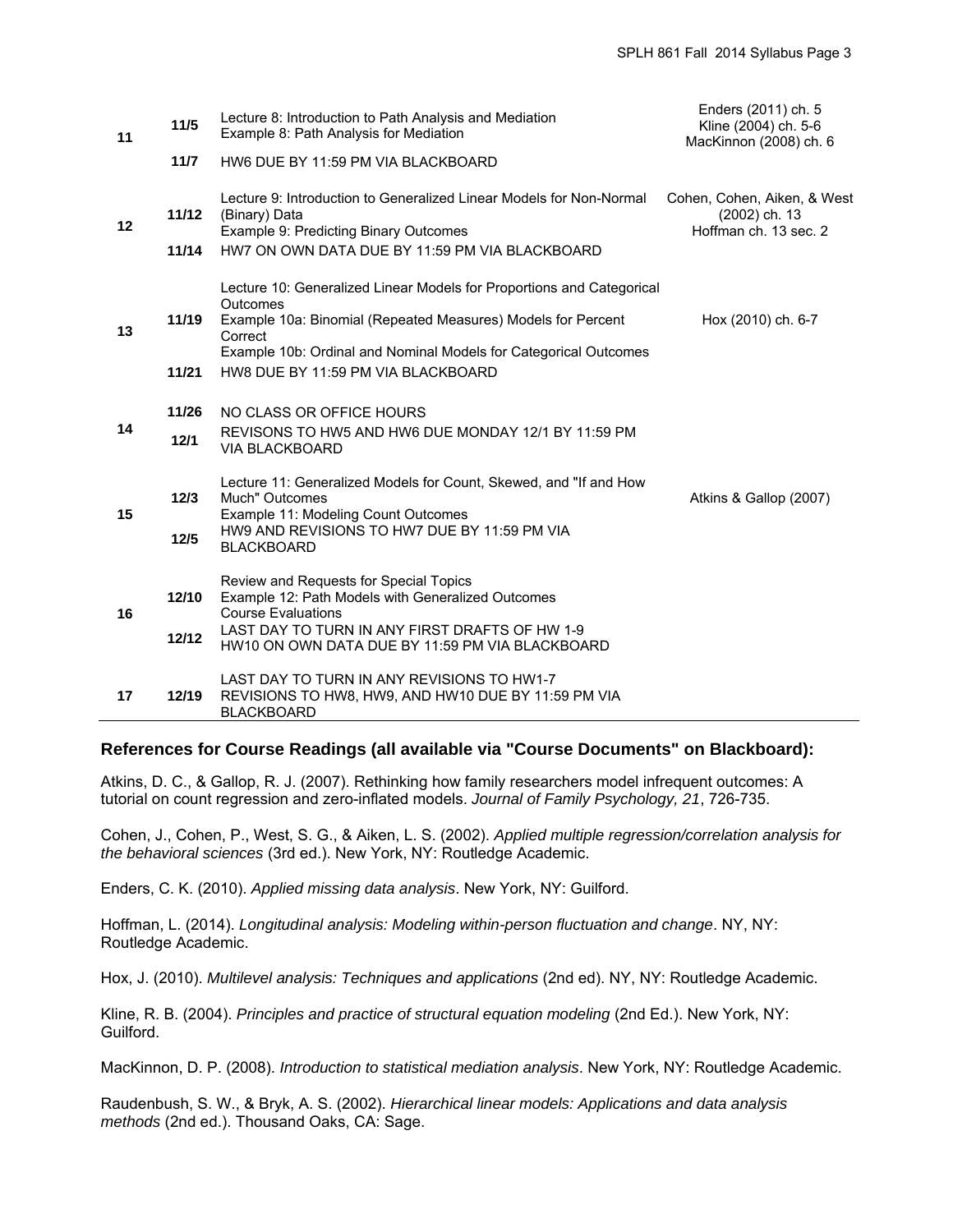| | | | |
|---|---|---|---|
| 11 | 11/5 | Lecture 8: Introduction to Path Analysis and Mediation<br>Example 8: Path Analysis for Mediation | Enders (2011) ch. 5<br>Kline (2004) ch. 5-6<br>MacKinnon (2008) ch. 6 |
| | 11/7 | HW6 DUE BY 11:59 PM VIA BLACKBOARD | |
| 12 | 11/12 | Lecture 9: Introduction to Generalized Linear Models for Non-Normal (Binary) Data<br>Example 9: Predicting Binary Outcomes | Cohen, Cohen, Aiken, & West (2002) ch. 13<br>Hoffman ch. 13 sec. 2 |
| | 11/14 | HW7 ON OWN DATA DUE BY 11:59 PM VIA BLACKBOARD | |
| 13 | 11/19 | Lecture 10: Generalized Linear Models for Proportions and Categorical Outcomes<br>Example 10a: Binomial (Repeated Measures) Models for Percent Correct<br>Example 10b: Ordinal and Nominal Models for Categorical Outcomes | Hox (2010) ch. 6-7 |
| | 11/21 | HW8 DUE BY 11:59 PM VIA BLACKBOARD | |
| 14 | 11/26 | NO CLASS OR OFFICE HOURS | |
| | 12/1 | REVISONS TO HW5 AND HW6 DUE MONDAY 12/1 BY 11:59 PM VIA BLACKBOARD | |
| 15 | 12/3 | Lecture 11: Generalized Models for Count, Skewed, and "If and How Much" Outcomes<br>Example 11: Modeling Count Outcomes | Atkins & Gallop (2007) |
| | 12/5 | HW9 AND REVISIONS TO HW7 DUE BY 11:59 PM VIA BLACKBOARD | |
| 16 | 12/10 | Review and Requests for Special Topics<br>Example 12: Path Models with Generalized Outcomes<br>Course Evaluations | |
| | 12/12 | LAST DAY TO TURN IN ANY FIRST DRAFTS OF HW 1-9<br>HW10 ON OWN DATA DUE BY 11:59 PM VIA BLACKBOARD | |
| 17 | 12/19 | LAST DAY TO TURN IN ANY REVISIONS TO HW1-7<br>REVISIONS TO HW8, HW9, AND HW10 DUE BY 11:59 PM VIA BLACKBOARD | |

## References for Course Readings (all available via "Course Documents" on Blackboard):

Atkins, D. C., & Gallop, R. J. (2007). Rethinking how family researchers model infrequent outcomes: A tutorial on count regression and zero-inflated models. *Journal of Family Psychology, 21*, 726-735.

Cohen, J., Cohen, P., West, S. G., & Aiken, L. S. (2002). *Applied multiple regression/correlation analysis for the behavioral sciences* (3rd ed.). New York, NY: Routledge Academic.

Enders, C. K. (2010). *Applied missing data analysis*. New York, NY: Guilford.

Hoffman, L. (2014). *Longitudinal analysis: Modeling within-person fluctuation and change*. NY, NY: Routledge Academic.

Hox, J. (2010). *Multilevel analysis: Techniques and applications* (2nd ed). NY, NY: Routledge Academic.

Kline, R. B. (2004). *Principles and practice of structural equation modeling* (2nd Ed.). New York, NY: Guilford.

MacKinnon, D. P. (2008). *Introduction to statistical mediation analysis*. New York, NY: Routledge Academic.

Raudenbush, S. W., & Bryk, A. S. (2002). *Hierarchical linear models: Applications and data analysis methods* (2nd ed.). Thousand Oaks, CA: Sage.